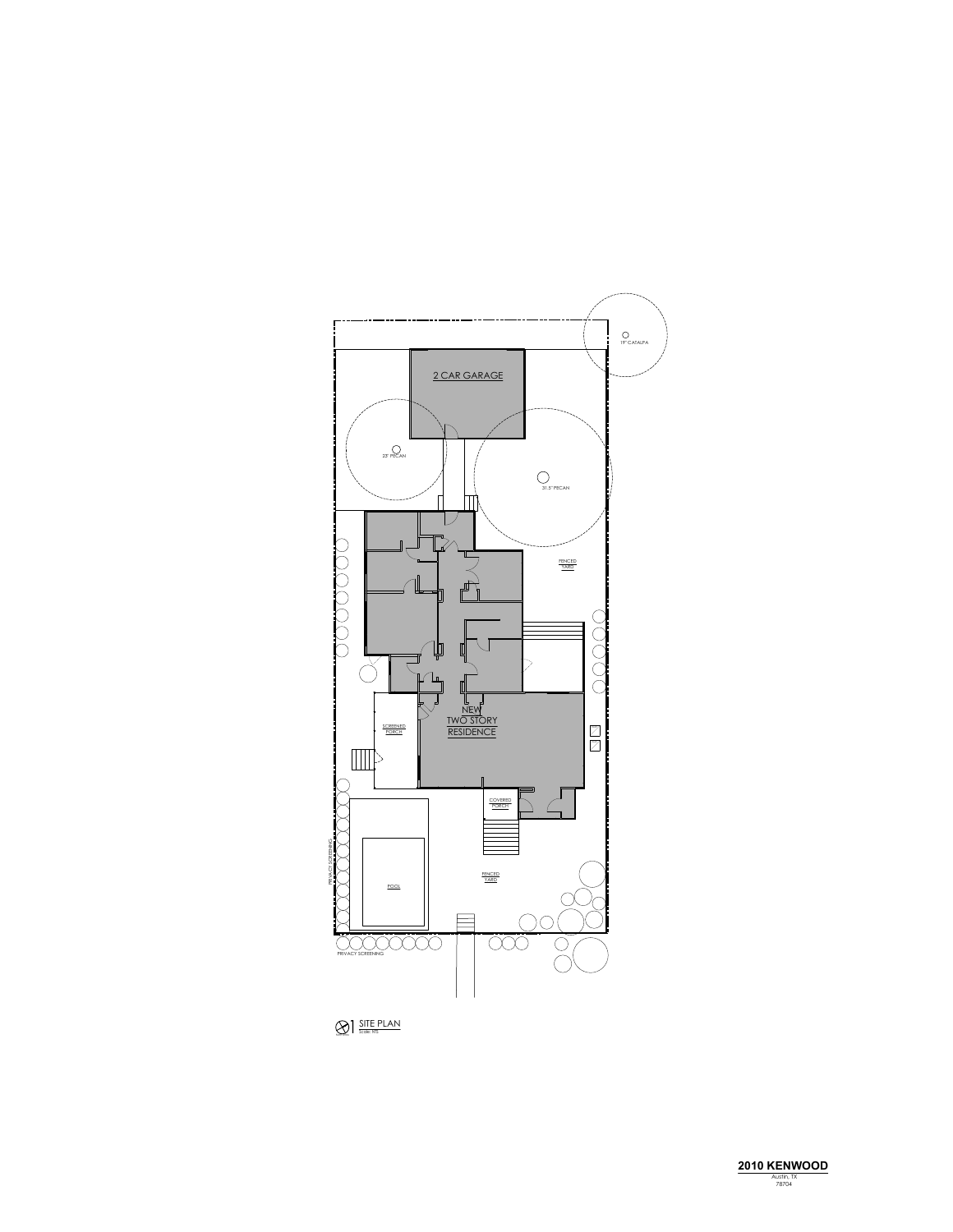19" CATALPA

2 CAR GARAGE

23" PECAN

31.5" PECAN

FENCED YARD

NEW TWO STORY RESIDENCE

SCREENED PORCH

COVERED PORCH

PRIVACY SCREENING

POOL

FENCED YARD

PRIVACY SCREENING

1 SITE PLAN
Scale: NTS

**2010 KENWOOD**
Austin, TX
78704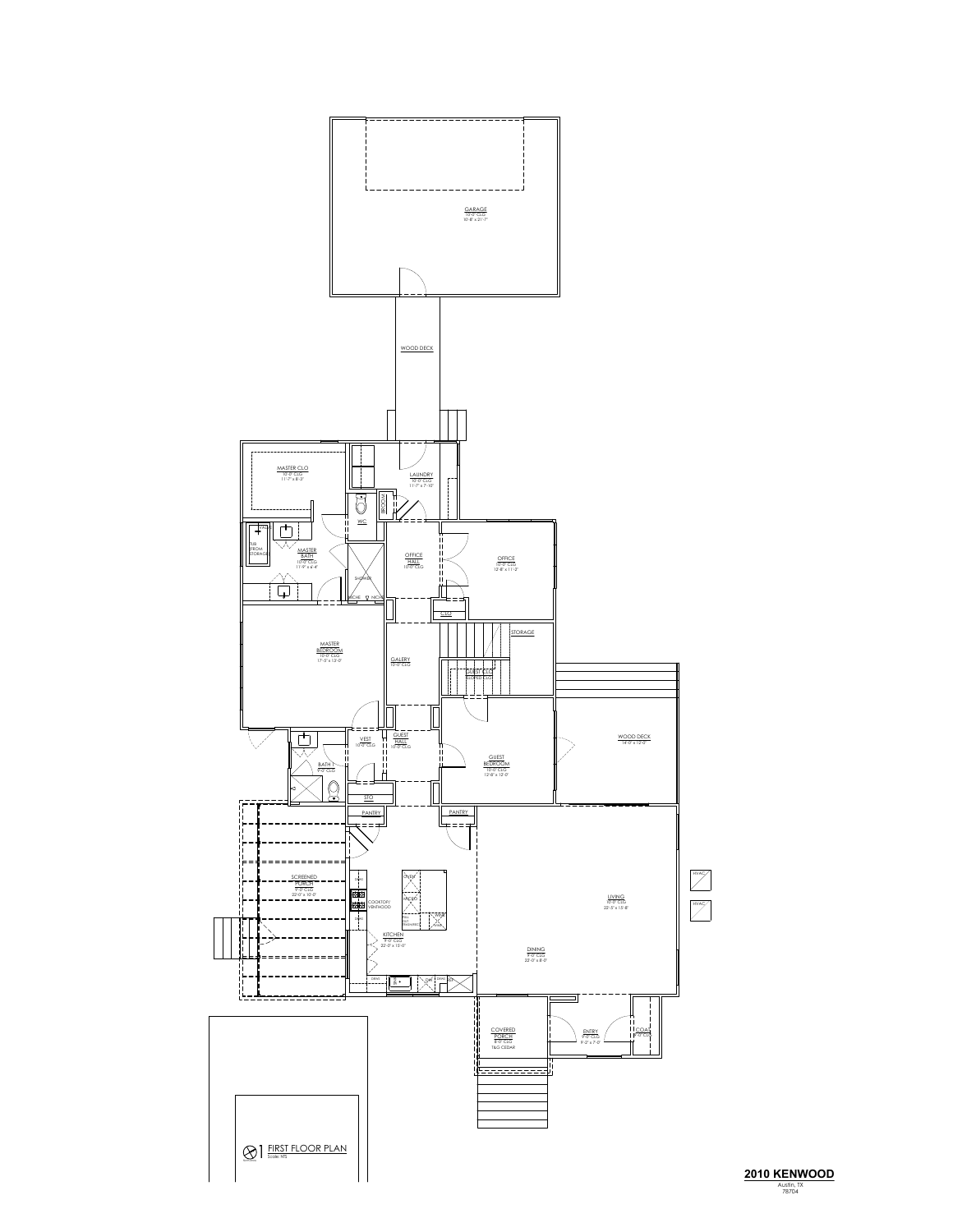GARAGE
10'-0" CLG
10'-8" x 21'-7"

WOOD DECK

MASTER CLO
10'-0" CLG
11'-7" x 8'-3"

LAUNDRY
10'-0" CLG
11'-7" x 7'-10"

BROOM

WC

TUB FROM STORAGE

MASTER BATH
10'-0" CLG
11'-9" x 6'-4"

SHOWER

NICHE

NICHE

OFFICE HALL
10'-0" CLG

OFFICE
10'-0" CLG
12'-8" x 11'-2"

CLO

STORAGE

MASTER BEDROOM
10'-0" CLG
17'-5" x 13'-0"

GALERY
10'-0" CLG

GUEST CLO
SLOPED CLG

WOOD DECK
14'-0" x 12'-0"

VEST
10'-0" CLG

GUEST HALL
10'-0" CLG

BATH 1
9'-0" CLG

GUEST BEDROOM
10'-0" CLG
12'-8" x 12'-0"

STO

PANTRY

PANTRY

SCREENED PORCH
9'-0" CLG
22'-0" x 10'-0"

OVEN

MICRO

COOKTOP/ VENTHOOD

KITCHEN
9'-0" CLG
22'-0" x 15'-0"

HVAC

HVAC

LIVING
10'-0" CLG
22'-5" x 15'-8"

DINING
9'-0" CLG
22'-0" x 8'-0"

COVERED PORCH
8'-0" CLG
T&G CEDAR

ENTRY
9'-0" CLG
9'-0" x 7'-0"

COAT
9'-0" CLG

FIRST FLOOR PLAN
Scale: NTS

**2010 KENWOOD**
Austin, TX
78704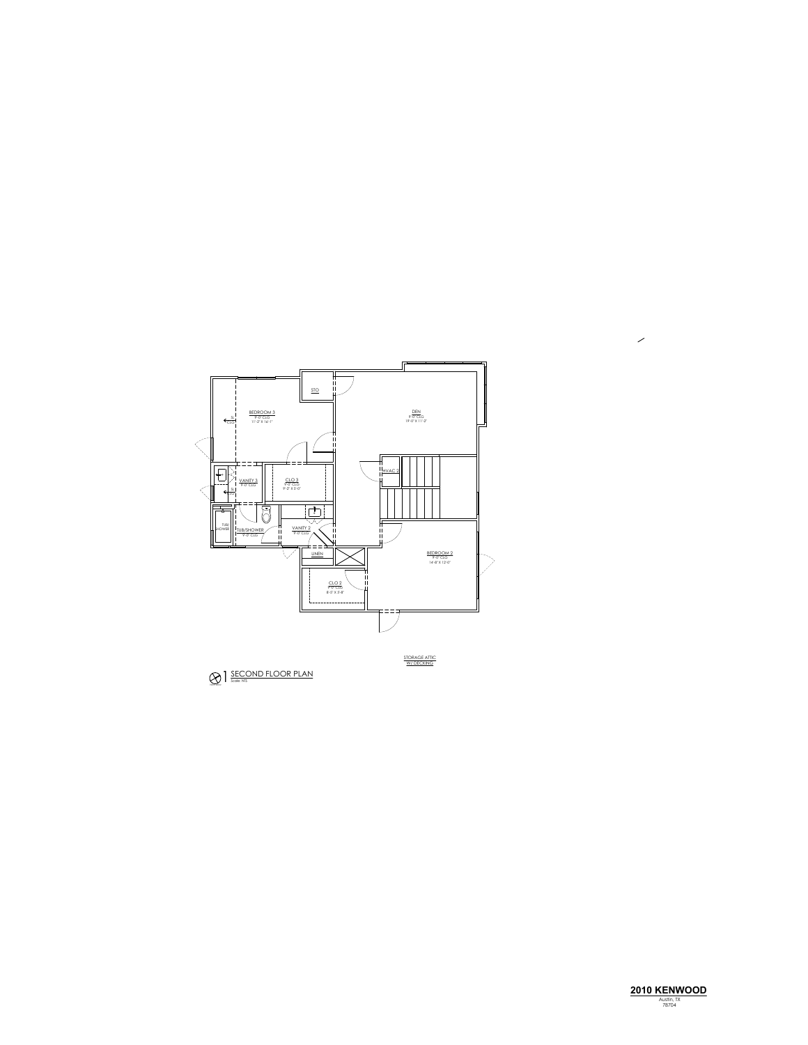BEDROOM 3
9'-0" CLG
11'-2" X 14'-1"

STO

DEN
9'-0" CLG
19'-0" X 11'-2"

HVAC 2

VANITY 3
9'-0" CLG

CLO 3
9'-0" CLG
9'-2" X 5'-0"

TUB/SHOWER

TUB/SHOWER
9'-0" CLG

VANITY 2
9'-0" CLG

LINEN

BEDROOM 2
9'-0" CLG
14'-8" X 12'-0"

CLO 2
9'-0" CLG
8'-5" X 5'-8"

STORAGE ATTIC
W/ DECKING

1 SECOND FLOOR PLAN
Scale: NTS

**2010 KENWOOD**
Austin, TX
78704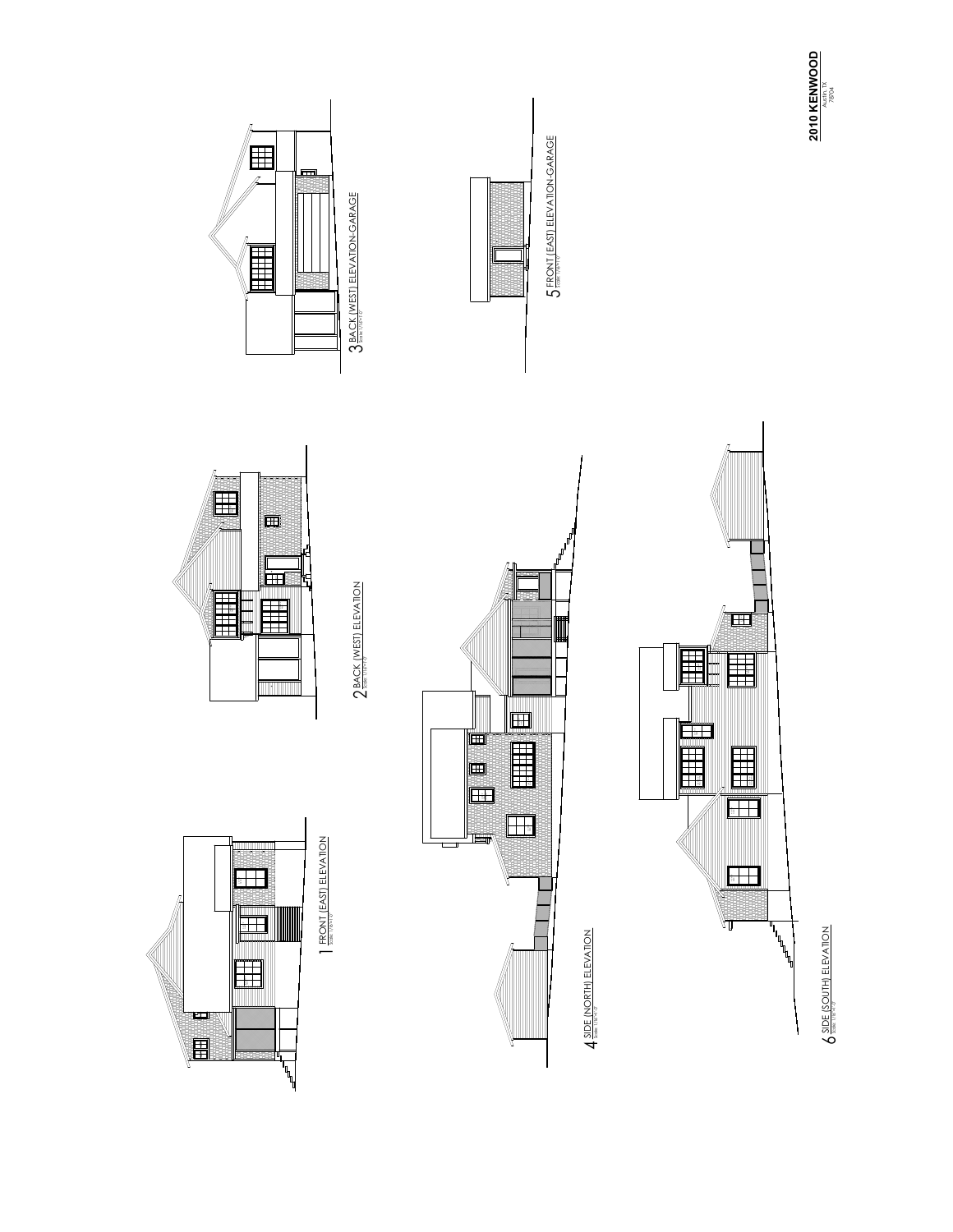1 FRONT (EAST) ELEVATION

2 BACK (WEST) ELEVATION

3 BACK (WEST) ELEVATION-GARAGE

4 SIDE (NORTH) ELEVATION

5 FRONT (EAST) ELEVATION-GARAGE

6 SIDE (SOUTH) ELEVATION

**2010 KENWOOD**

Austin, TX 78704